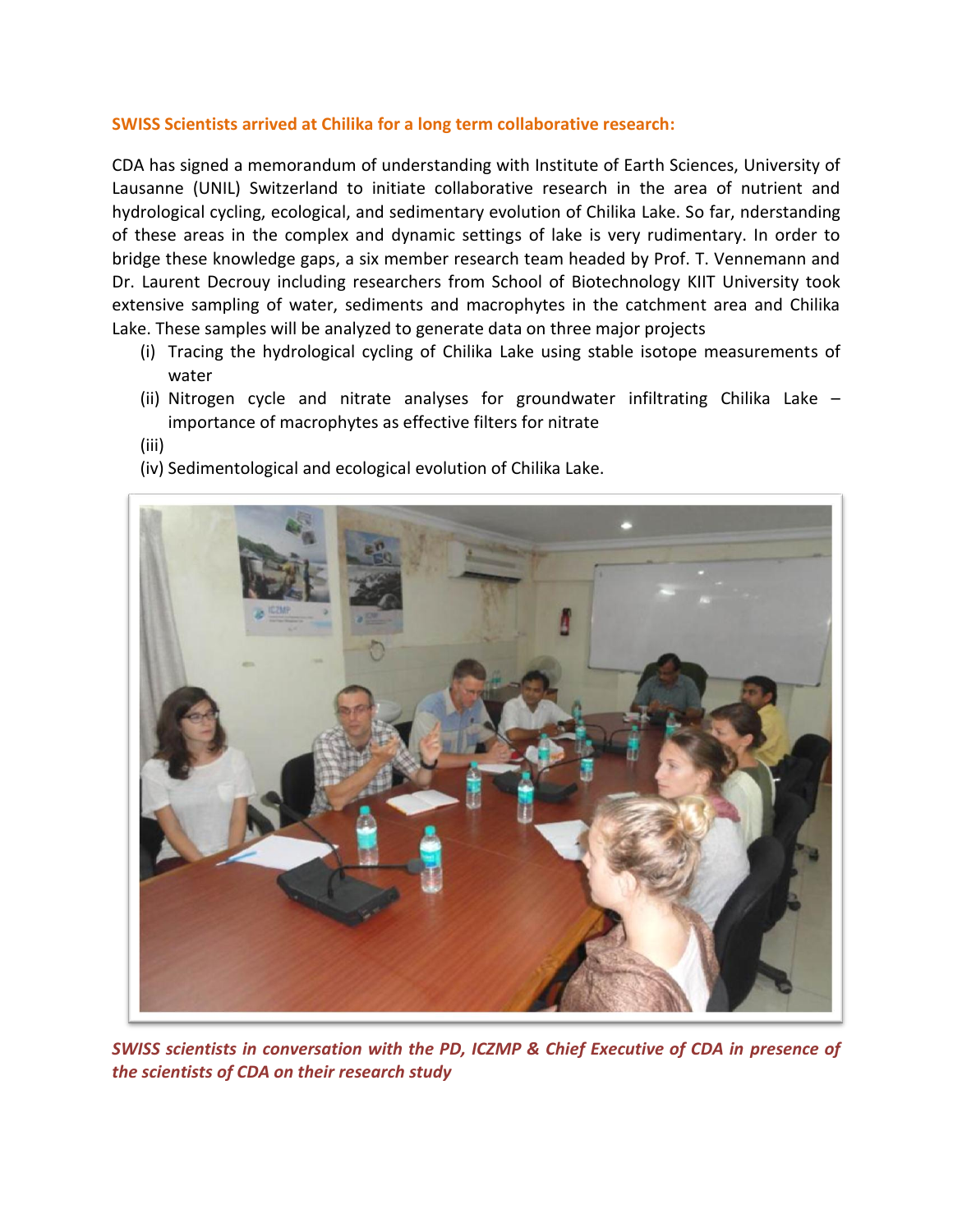**SWISS Scientists arrived at Chilika for a long term collaborative research:**

CDA has signed a memorandum of understanding with Institute of Earth Sciences, University of Lausanne (UNIL) Switzerland to initiate collaborative research in the area of nutrient and hydrological cycling, ecological, and sedimentary evolution of Chilika Lake. So far, nderstanding of these areas in the complex and dynamic settings of lake is very rudimentary. In order to bridge these knowledge gaps, a six member research team headed by Prof. T. Vennemann and Dr. Laurent Decrouy including researchers from School of Biotechnology KIIT University took extensive sampling of water, sediments and macrophytes in the catchment area and Chilika Lake. These samples will be analyzed to generate data on three major projects

(i) Tracing the hydrological cycling of Chilika Lake using stable isotope measurements of water

(ii) Nitrogen cycle and nitrate analyses for groundwater infiltrating Chilika Lake – importance of macrophytes as effective filters for nitrate

(iii)

(iv) Sedimentological and ecological evolution of Chilika Lake.

*SWISS scientists in conversation with the PD, ICZMP & Chief Executive of CDA in presence of the scientists of CDA on their research study*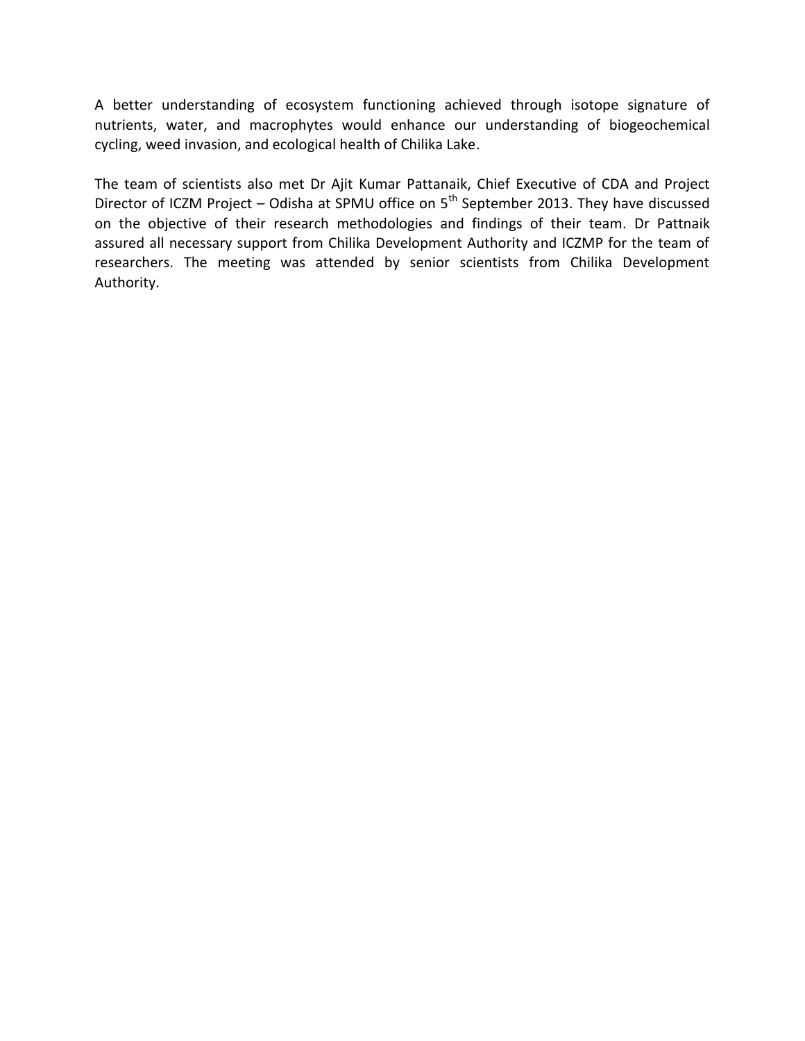A better understanding of ecosystem functioning achieved through isotope signature of nutrients, water, and macrophytes would enhance our understanding of biogeochemical cycling, weed invasion, and ecological health of Chilika Lake.

The team of scientists also met Dr Ajit Kumar Pattanaik, Chief Executive of CDA and Project Director of ICZM Project – Odisha at SPMU office on 5$^{th}$ September 2013. They have discussed on the objective of their research methodologies and findings of their team. Dr Pattnaik assured all necessary support from Chilika Development Authority and ICZMP for the team of researchers. The meeting was attended by senior scientists from Chilika Development Authority.